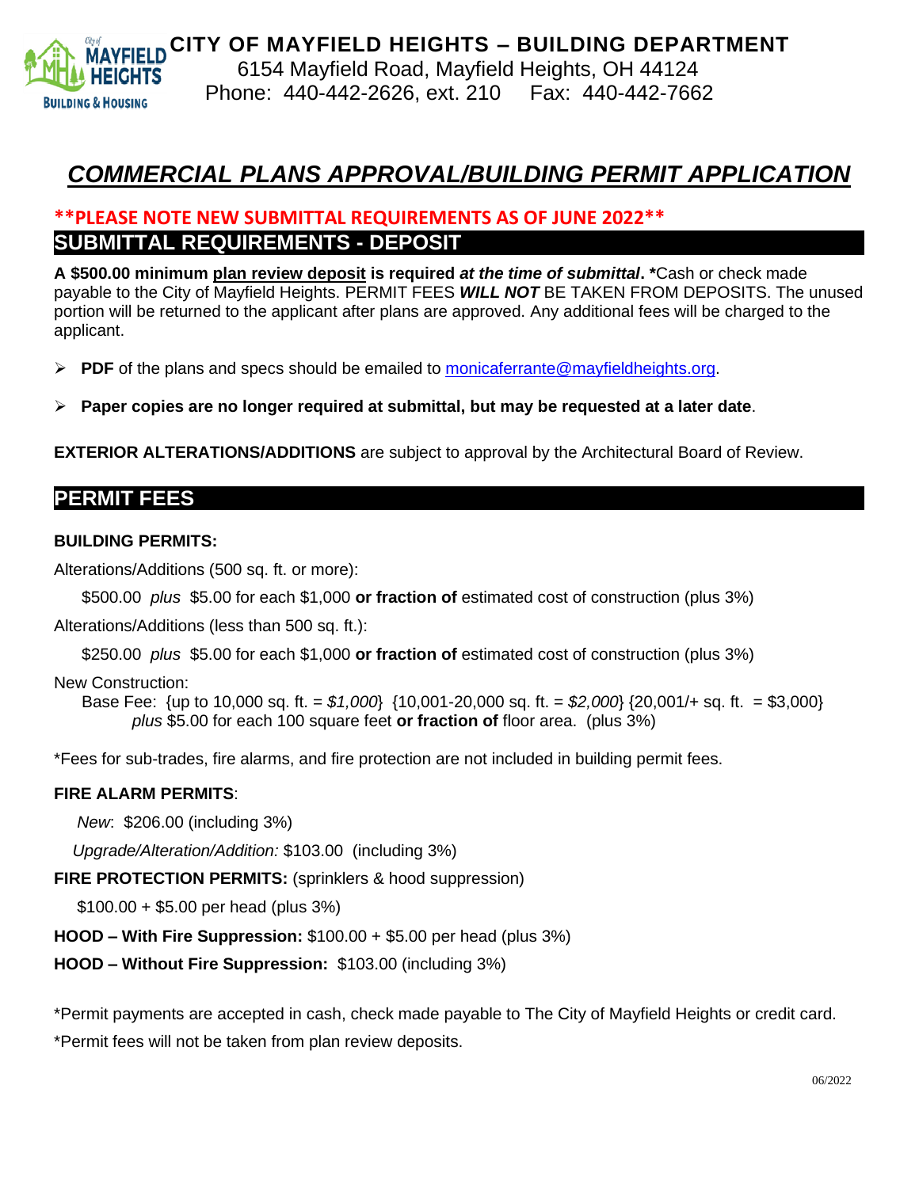# CITY OF MAYFIELD HEIGHTS – BUILDING DEPARTMENT

6154 Mayfield Road, Mayfield Heights, OH 44124
Phone: 440-442-2626, ext. 210 Fax: 440-442-7662

# *COMMERCIAL PLANS APPROVAL/BUILDING PERMIT APPLICATION*

**\*\*PLEASE NOTE NEW SUBMITTAL REQUIREMENTS AS OF JUNE 2022\*\***

## SUBMITTAL REQUIREMENTS - DEPOSIT

**A $500.00 minimum plan review deposit is required *at the time of submittal*. \***Cash or check made payable to the City of Mayfield Heights. PERMIT FEES ***WILL NOT*** BE TAKEN FROM DEPOSITS. The unused portion will be returned to the applicant after plans are approved. Any additional fees will be charged to the applicant.

- **PDF** of the plans and specs should be emailed to monicaferrante@mayfieldheights.org.
- **Paper copies are no longer required at submittal, but may be requested at a later date**.

**EXTERIOR ALTERATIONS/ADDITIONS** are subject to approval by the Architectural Board of Review.

## PERMIT FEES

**BUILDING PERMITS:**

Alterations/Additions (500 sq. ft. or more):

$500.00 *plus* $5.00 for each $1,000 **or fraction of** estimated cost of construction (plus 3%)

Alterations/Additions (less than 500 sq. ft.):

$250.00 *plus* $5.00 for each $1,000 **or fraction of** estimated cost of construction (plus 3%)

New Construction:

Base Fee: {up to 10,000 sq. ft. = *$1,000*} {10,001-20,000 sq. ft. = *$2,000*} {20,001/+ sq. ft. = $3,000}
*plus* $5.00 for each 100 square feet **or fraction of** floor area. (plus 3%)

\*Fees for sub-trades, fire alarms, and fire protection are not included in building permit fees.

**FIRE ALARM PERMITS**:

*New*: $206.00 (including 3%)

*Upgrade/Alteration/Addition:* $103.00 (including 3%)

**FIRE PROTECTION PERMITS:** (sprinklers & hood suppression)

$100.00 + $5.00 per head (plus 3%)

**HOOD – With Fire Suppression:** $100.00 + $5.00 per head (plus 3%)

**HOOD – Without Fire Suppression:** $103.00 (including 3%)

\*Permit payments are accepted in cash, check made payable to The City of Mayfield Heights or credit card.

\*Permit fees will not be taken from plan review deposits.

06/2022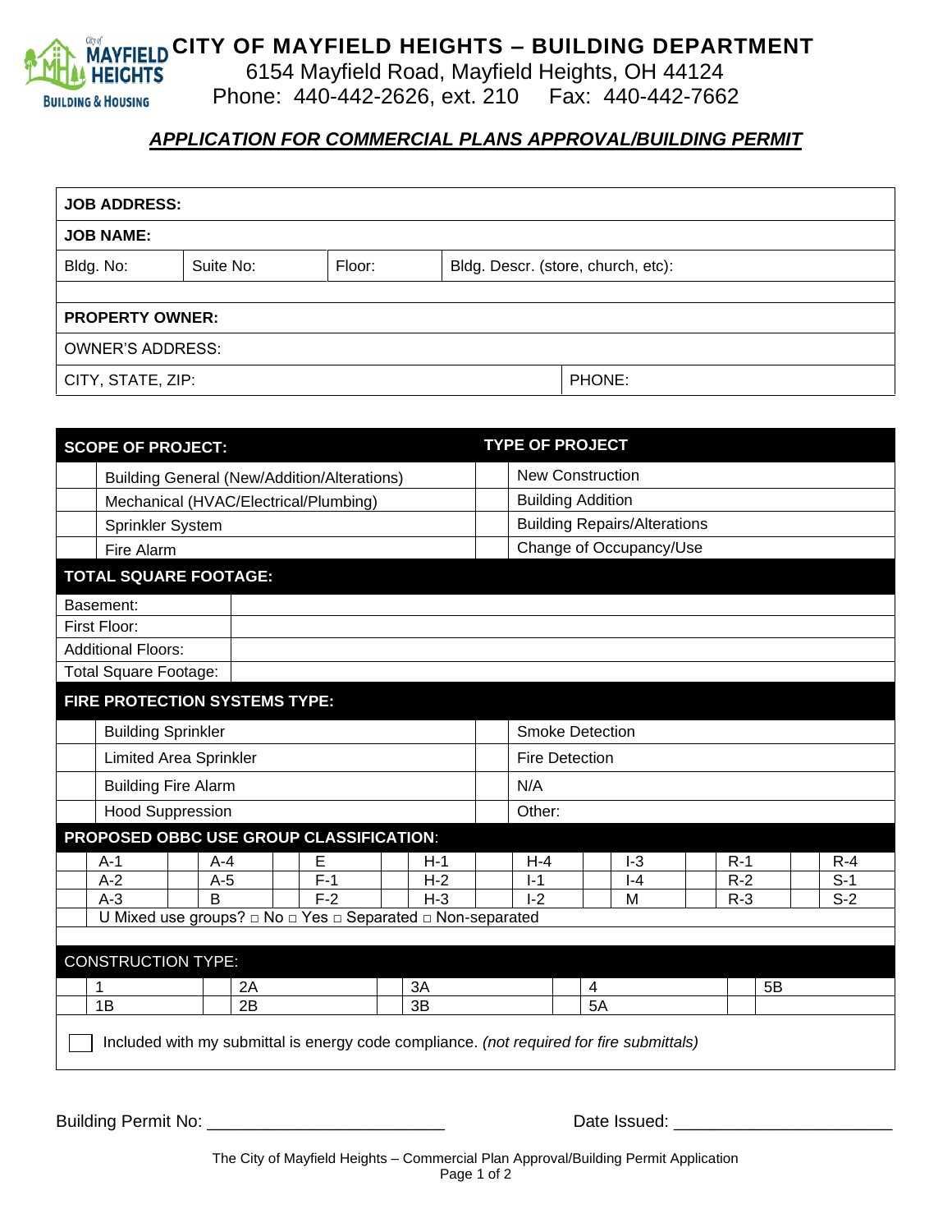# CITY OF MAYFIELD HEIGHTS – BUILDING DEPARTMENT

6154 Mayfield Road, Mayfield Heights, OH 44124
Phone: 440-442-2626, ext. 210 Fax: 440-442-7662

## *APPLICATION FOR COMMERCIAL PLANS APPROVAL/BUILDING PERMIT*

| | | | | |
|---|---|---|---|---|
| **JOB ADDRESS:** | | | | |
| **JOB NAME:** | | | | |
| Bldg. No: | Suite No: | Floor: | Bldg. Descr. (store, church, etc): | |
| | | | | |
| **PROPERTY OWNER:** | | | | |
| OWNER'S ADDRESS: | | | | |
| CITY, STATE, ZIP: | | | | PHONE: |

| | **SCOPE OF PROJECT:** | | **TYPE OF PROJECT** |
|---|---|---|---|
| | Building General (New/Addition/Alterations) | | New Construction |
| | Mechanical (HVAC/Electrical/Plumbing) | | Building Addition |
| | Sprinkler System | | Building Repairs/Alterations |
| | Fire Alarm | | Change of Occupancy/Use |

**TOTAL SQUARE FOOTAGE:**

| | |
|---|---|
| Basement: | |
| First Floor: | |
| Additional Floors: | |
| Total Square Footage: | |

**FIRE PROTECTION SYSTEMS TYPE:**

| | | | |
|---|---|---|---|
| | Building Sprinkler | | Smoke Detection |
| | Limited Area Sprinkler | | Fire Detection |
| | Building Fire Alarm | | N/A |
| | Hood Suppression | | Other: |

**PROPOSED OBBC USE GROUP CLASSIFICATION:**

| | | | | | | | | | | | | | | | | | |
|---|---|---|---|---|---|---|---|---|---|---|---|---|---|---|---|---|---|
| | A-1 | | A-4 | | E | | H-1 | | H-4 | | I-3 | | R-1 | | R-4 | | |
| | A-2 | | A-5 | | F-1 | | H-2 | | I-1 | | I-4 | | R-2 | | S-1 | | |
| | A-3 | | B | | F-2 | | H-3 | | I-2 | | M | | R-3 | | S-2 | | |

U Mixed use groups? □ No □ Yes □ Separated □ Non-separated

**CONSTRUCTION TYPE:**

| | | | | | | | | | |
|---|---|---|---|---|---|---|---|---|---|
| | 1 | | 2A | | 3A | | 4 | | 5B |
| | 1B | | 2B | | 3B | | 5A | | |

☐ Included with my submittal is energy code compliance. *(not required for fire submittals)*

Building Permit No: ________________________ Date Issued: ______________________

The City of Mayfield Heights – Commercial Plan Approval/Building Permit Application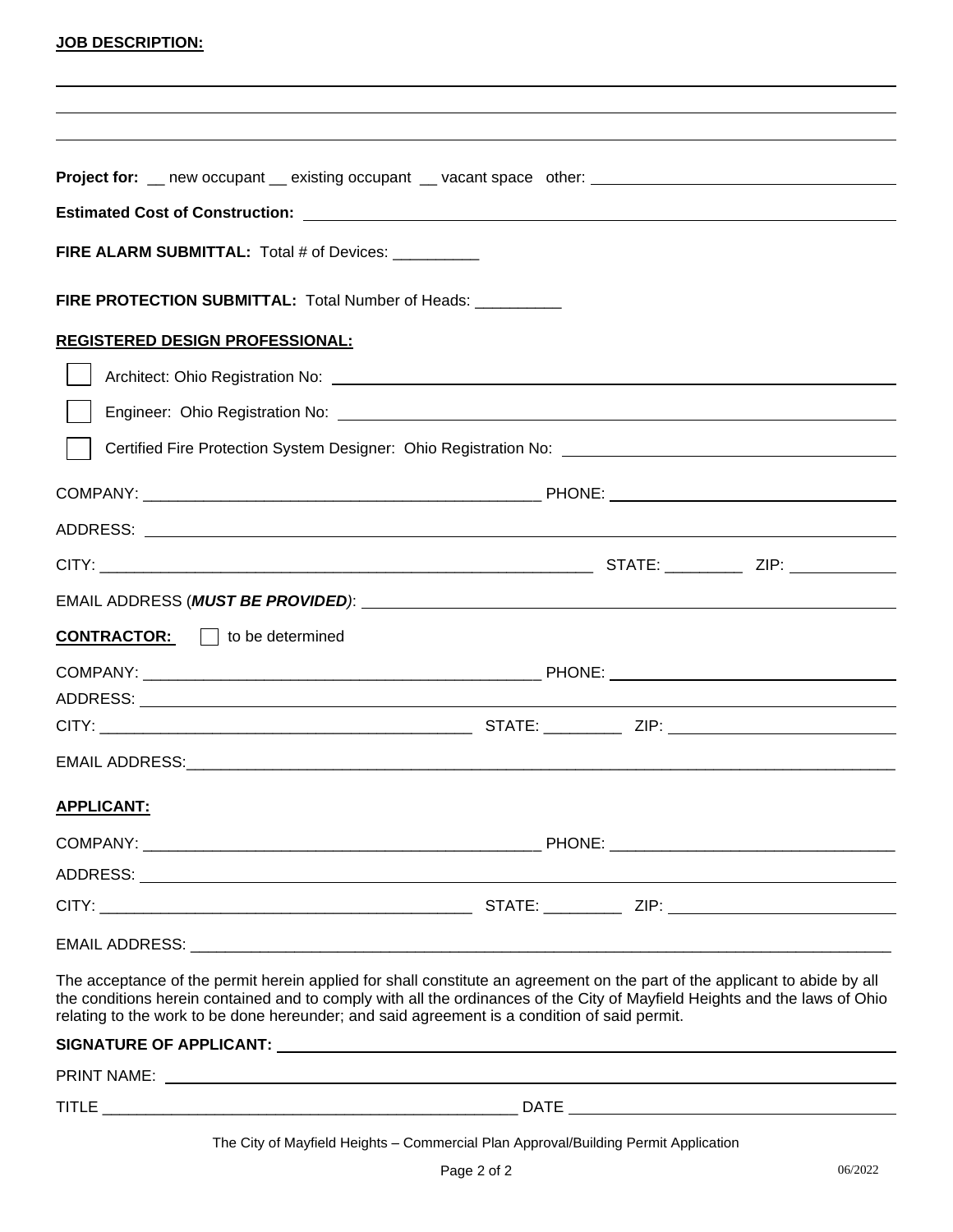**JOB DESCRIPTION:**

______________________________________________________________________________

______________________________________________________________________________

______________________________________________________________________________

**Project for:** __ new occupant __ existing occupant __ vacant space other: ______________________

**Estimated Cost of Construction:** ______________________________________________

**FIRE ALARM SUBMITTAL:** Total # of Devices: __________

**FIRE PROTECTION SUBMITTAL:** Total Number of Heads: __________

**REGISTERED DESIGN PROFESSIONAL:**

- ☐ Architect: Ohio Registration No: ______________________________
- ☐ Engineer: Ohio Registration No: ______________________________
- ☐ Certified Fire Protection System Designer: Ohio Registration No: ______________________

COMPANY: ______________________________ PHONE: ______________________

ADDRESS: ______________________________________________________________

CITY: ______________________________ STATE: _________ ZIP: ____________

EMAIL ADDRESS (***MUST BE PROVIDED***): __________________________________

**CONTRACTOR:** ☐ to be determined

COMPANY: ______________________________ PHONE: ______________________

ADDRESS: ______________________________________________________________

CITY: ______________________________ STATE: _________ ZIP: ____________

EMAIL ADDRESS: ________________________________________________________

**APPLICANT:**

COMPANY: ______________________________ PHONE: ______________________

ADDRESS: ______________________________________________________________

CITY: ______________________________ STATE: _________ ZIP: ____________

EMAIL ADDRESS: ________________________________________________________

The acceptance of the permit herein applied for shall constitute an agreement on the part of the applicant to abide by all the conditions herein contained and to comply with all the ordinances of the City of Mayfield Heights and the laws of Ohio relating to the work to be done hereunder; and said agreement is a condition of said permit.

**SIGNATURE OF APPLICANT:** ______________________________________________

PRINT NAME: __________________________________________________________

TITLE ______________________________ DATE ______________________________

The City of Mayfield Heights – Commercial Plan Approval/Building Permit Application

06/2022